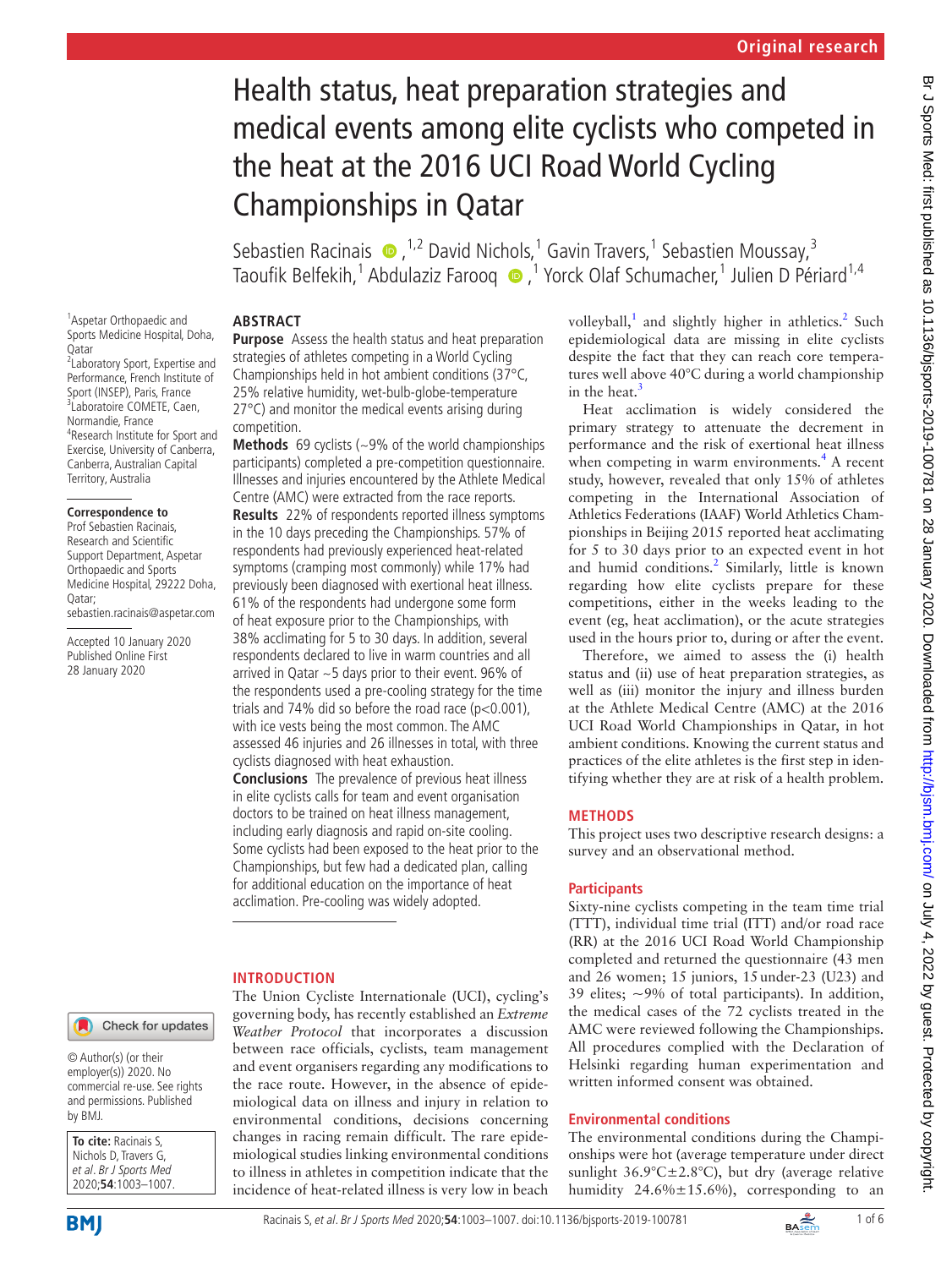# Health status, heat preparation strategies and medical events among elite cyclists who competed in the heat at the 2016 UCI Road World Cycling Championships in Qatar

Sebastien Racinais,[1,2] David Nichols,[1] Gavin Travers,[1] Sebastien Moussay,[3] Taoufik Belfekih,[1] Abdulaziz Farooq,[1] Yorck Olaf Schumacher,[1] Julien D Périard[1,4]

[1]Aspetar Orthopaedic and Sports Medicine Hospital, Doha, Qatar
[2]Laboratory Sport, Expertise and Performance, French Institute of Sport (INSEP), Paris, France
[3]Laboratoire COMETE, Caen, Normandie, France
[4]Research Institute for Sport and Exercise, University of Canberra, Canberra, Australian Capital Territory, Australia

**Correspondence to**
Prof Sebastien Racinais, Research and Scientific Support Department, Aspetar Orthopaedic and Sports Medicine Hospital, 29222 Doha, Qatar; sebastien.racinais@aspetar.com

Accepted 10 January 2020
Published Online First 28 January 2020

© Author(s) (or their employer(s)) 2020. No commercial re-use. See rights and permissions. Published by BMJ.

**To cite:** Racinais S, Nichols D, Travers G, *et al. Br J Sports Med* 2020;**54**:1003–1007.

## ABSTRACT

**Purpose** Assess the health status and heat preparation strategies of athletes competing in a World Cycling Championships held in hot ambient conditions (37°C, 25% relative humidity, wet-bulb-globe-temperature 27°C) and monitor the medical events arising during competition.

**Methods** 69 cyclists (~9% of the world championships participants) completed a pre-competition questionnaire. Illnesses and injuries encountered by the Athlete Medical Centre (AMC) were extracted from the race reports.

**Results** 22% of respondents reported illness symptoms in the 10 days preceding the Championships. 57% of respondents had previously experienced heat-related symptoms (cramping most commonly) while 17% had previously been diagnosed with exertional heat illness. 61% of the respondents had undergone some form of heat exposure prior to the Championships, with 38% acclimating for 5 to 30 days. In addition, several respondents declared to live in warm countries and all arrived in Qatar ~5 days prior to their event. 96% of the respondents used a pre-cooling strategy for the time trials and 74% did so before the road race ($p<0.001$), with ice vests being the most common. The AMC assessed 46 injuries and 26 illnesses in total, with three cyclists diagnosed with heat exhaustion.

**Conclusions** The prevalence of previous heat illness in elite cyclists calls for team and event organisation doctors to be trained on heat illness management, including early diagnosis and rapid on-site cooling. Some cyclists had been exposed to the heat prior to the Championships, but few had a dedicated plan, calling for additional education on the importance of heat acclimation. Pre-cooling was widely adopted.

## INTRODUCTION

The Union Cycliste Internationale (UCI), cycling's governing body, has recently established an *Extreme Weather Protocol* that incorporates a discussion between race officials, cyclists, team management and event organisers regarding any modifications to the race route. However, in the absence of epidemiological data on illness and injury in relation to environmental conditions, decisions concerning changes in racing remain difficult. The rare epidemiological studies linking environmental conditions to illness in athletes in competition indicate that the incidence of heat-related illness is very low in beach volleyball,[1] and slightly higher in athletics.[2] Such epidemiological data are missing in elite cyclists despite the fact that they can reach core temperatures well above 40°C during a world championship in the heat.[3]

Heat acclimation is widely considered the primary strategy to attenuate the decrement in performance and the risk of exertional heat illness when competing in warm environments.[4] A recent study, however, revealed that only 15% of athletes competing in the International Association of Athletics Federations (IAAF) World Athletics Championships in Beijing 2015 reported heat acclimating for 5 to 30 days prior to an expected event in hot and humid conditions.[2] Similarly, little is known regarding how elite cyclists prepare for these competitions, either in the weeks leading to the event (eg, heat acclimation), or the acute strategies used in the hours prior to, during or after the event.

Therefore, we aimed to assess the (i) health status and (ii) use of heat preparation strategies, as well as (iii) monitor the injury and illness burden at the Athlete Medical Centre (AMC) at the 2016 UCI Road World Championships in Qatar, in hot ambient conditions. Knowing the current status and practices of the elite athletes is the first step in identifying whether they are at risk of a health problem.

## METHODS

This project uses two descriptive research designs: a survey and an observational method.

### Participants

Sixty-nine cyclists competing in the team time trial (TTT), individual time trial (ITT) and/or road race (RR) at the 2016 UCI Road World Championship completed and returned the questionnaire (43 men and 26 women; 15 juniors, 15 under-23 (U23) and 39 elites; ~9% of total participants). In addition, the medical cases of the 72 cyclists treated in the AMC were reviewed following the Championships. All procedures complied with the Declaration of Helsinki regarding human experimentation and written informed consent was obtained.

### Environmental conditions

The environmental conditions during the Championships were hot (average temperature under direct sunlight 36.9°C±2.8°C), but dry (average relative humidity 24.6%±15.6%), corresponding to an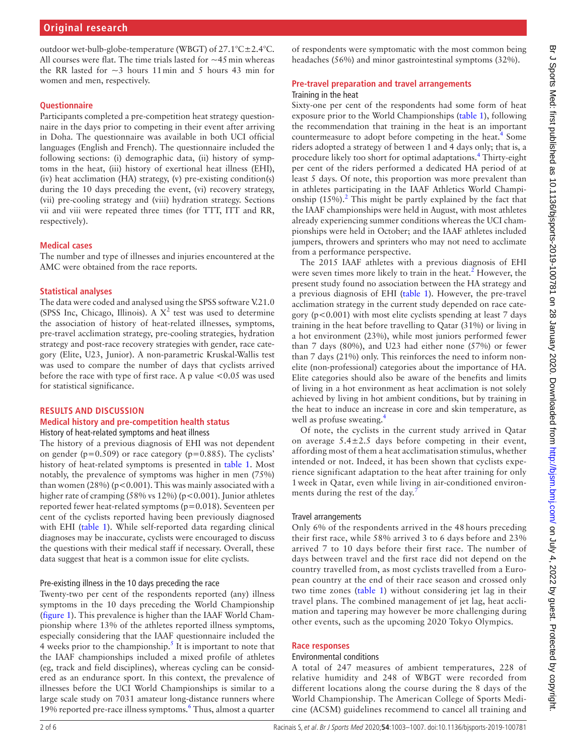outdoor wet-bulb-globe-temperature (WBGT) of 27.1°C±2.4°C. All courses were flat. The time trials lasted for ~45 min whereas the RR lasted for ~3 hours 11 min and 5 hours 43 min for women and men, respectively.

### Questionnaire

Participants completed a pre-competition heat strategy questionnaire in the days prior to competing in their event after arriving in Doha. The questionnaire was available in both UCI official languages (English and French). The questionnaire included the following sections: (i) demographic data, (ii) history of symptoms in the heat, (iii) history of exertional heat illness (EHI), (iv) heat acclimation (HA) strategy, (v) pre-existing condition(s) during the 10 days preceding the event, (vi) recovery strategy, (vii) pre-cooling strategy and (viii) hydration strategy. Sections vii and viii were repeated three times (for TTT, ITT and RR, respectively).

### Medical cases

The number and type of illnesses and injuries encountered at the AMC were obtained from the race reports.

### Statistical analyses

The data were coded and analysed using the SPSS software V.21.0 (SPSS Inc, Chicago, Illinois). A $X^2$ test was used to determine the association of history of heat-related illnesses, symptoms, pre-travel acclimation strategy, pre-cooling strategies, hydration strategy and post-race recovery strategies with gender, race category (Elite, U23, Junior). A non-parametric Kruskal-Wallis test was used to compare the number of days that cyclists arrived before the race with type of first race. A p value <0.05 was used for statistical significance.

## RESULTS AND DISCUSSION

### Medical history and pre-competition health status

#### History of heat-related symptoms and heat illness

The history of a previous diagnosis of EHI was not dependent on gender (p=0.509) or race category (p=0.885). The cyclists' history of heat-related symptoms is presented in table 1. Most notably, the prevalence of symptoms was higher in men (75%) than women (28%) (p<0.001). This was mainly associated with a higher rate of cramping (58% vs 12%) (p<0.001). Junior athletes reported fewer heat-related symptoms (p=0.018). Seventeen per cent of the cyclists reported having been previously diagnosed with EHI (table 1). While self-reported data regarding clinical diagnoses may be inaccurate, cyclists were encouraged to discuss the questions with their medical staff if necessary. Overall, these data suggest that heat is a common issue for elite cyclists.

#### Pre-existing illness in the 10 days preceding the race

Twenty-two per cent of the respondents reported (any) illness symptoms in the 10 days preceding the World Championship (figure 1). This prevalence is higher than the IAAF World Championship where 13% of the athletes reported illness symptoms, especially considering that the IAAF questionnaire included the 4 weeks prior to the championship.[5] It is important to note that the IAAF championships included a mixed profile of athletes (eg, track and field disciplines), whereas cycling can be considered as an endurance sport. In this context, the prevalence of illnesses before the UCI World Championships is similar to a large scale study on 7031 amateur long-distance runners where 19% reported pre-race illness symptoms.[6] Thus, almost a quarter of respondents were symptomatic with the most common being headaches (56%) and minor gastrointestinal symptoms (32%).

### Pre-travel preparation and travel arrangements

#### Training in the heat

Sixty-one per cent of the respondents had some form of heat exposure prior to the World Championships (table 1), following the recommendation that training in the heat is an important countermeasure to adopt before competing in the heat.[4] Some riders adopted a strategy of between 1 and 4 days only; that is, a procedure likely too short for optimal adaptations.[4] Thirty-eight per cent of the riders performed a dedicated HA period of at least 5 days. Of note, this proportion was more prevalent than in athletes participating in the IAAF Athletics World Championship (15%).[2] This might be partly explained by the fact that the IAAF championships were held in August, with most athletes already experiencing summer conditions whereas the UCI championships were held in October; and the IAAF athletes included jumpers, throwers and sprinters who may not need to acclimate from a performance perspective.

The 2015 IAAF athletes with a previous diagnosis of EHI were seven times more likely to train in the heat.[2] However, the present study found no association between the HA strategy and a previous diagnosis of EHI (table 1). However, the pre-travel acclimation strategy in the current study depended on race category (p<0.001) with most elite cyclists spending at least 7 days training in the heat before travelling to Qatar (31%) or living in a hot environment (23%), while most juniors performed fewer than 7 days (80%), and U23 had either none (57%) or fewer than 7 days (21%) only. This reinforces the need to inform non-elite (non-professional) categories about the importance of HA. Elite categories should also be aware of the benefits and limits of living in a hot environment as heat acclimation is not solely achieved by living in hot ambient conditions, but by training in the heat to induce an increase in core and skin temperature, as well as profuse sweating.[4]

Of note, the cyclists in the current study arrived in Qatar on average 5.4±2.5 days before competing in their event, affording most of them a heat acclimatisation stimulus, whether intended or not. Indeed, it has been shown that cyclists experience significant adaptation to the heat after training for only 1 week in Qatar, even while living in air-conditioned environments during the rest of the day.[7]

#### Travel arrangements

Only 6% of the respondents arrived in the 48 hours preceding their first race, while 58% arrived 3 to 6 days before and 23% arrived 7 to 10 days before their first race. The number of days between travel and the first race did not depend on the country travelled from, as most cyclists travelled from a European country at the end of their race season and crossed only two time zones (table 1) without considering jet lag in their travel plans. The combined management of jet lag, heat acclimation and tapering may however be more challenging during other events, such as the upcoming 2020 Tokyo Olympics.

### Race responses

#### Environmental conditions

A total of 247 measures of ambient temperatures, 228 of relative humidity and 248 of WBGT were recorded from different locations along the course during the 8 days of the World Championship. The American College of Sports Medicine (ACSM) guidelines recommend to cancel all training and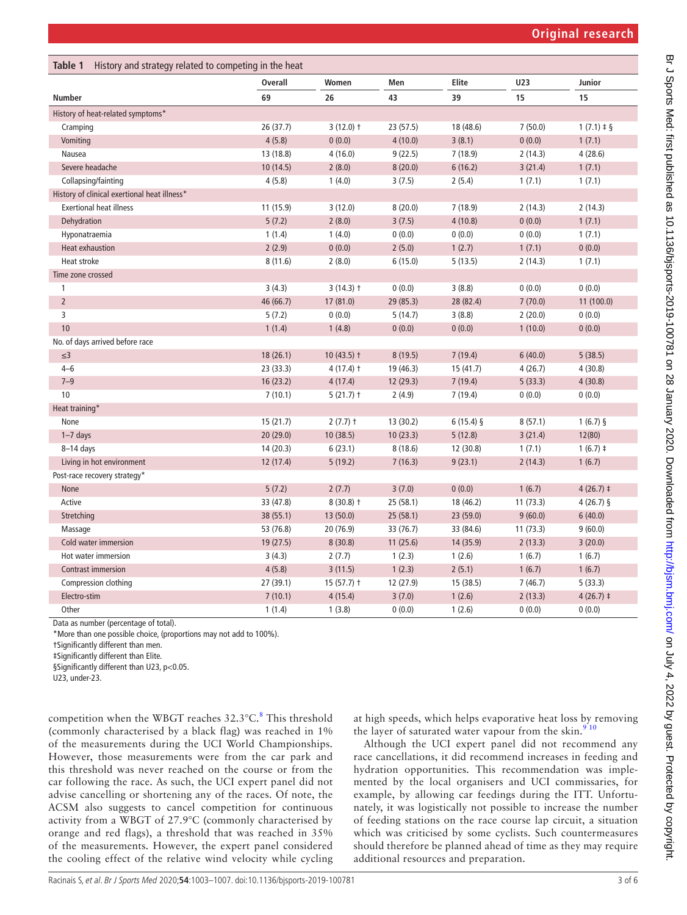**Table 1** History and strategy related to competing in the heat

| | Overall | Women | Men | Elite | U23 | Junior |
|---|---|---|---|---|---|---|
| **Number** | 69 | 26 | 43 | 39 | 15 | 15 |
| History of heat-related symptoms* | | | | | | |
| Cramping | 26 (37.7) | 3 (12.0) † | 23 (57.5) | 18 (48.6) | 7 (50.0) | 1 (7.1) ‡ § |
| Vomiting | 4 (5.8) | 0 (0.0) | 4 (10.0) | 3 (8.1) | 0 (0.0) | 1 (7.1) |
| Nausea | 13 (18.8) | 4 (16.0) | 9 (22.5) | 7 (18.9) | 2 (14.3) | 4 (28.6) |
| Severe headache | 10 (14.5) | 2 (8.0) | 8 (20.0) | 6 (16.2) | 3 (21.4) | 1 (7.1) |
| Collapsing/fainting | 4 (5.8) | 1 (4.0) | 3 (7.5) | 2 (5.4) | 1 (7.1) | 1 (7.1) |
| History of clinical exertional heat illness* | | | | | | |
| Exertional heat illness | 11 (15.9) | 3 (12.0) | 8 (20.0) | 7 (18.9) | 2 (14.3) | 2 (14.3) |
| Dehydration | 5 (7.2) | 2 (8.0) | 3 (7.5) | 4 (10.8) | 0 (0.0) | 1 (7.1) |
| Hyponatraemia | 1 (1.4) | 1 (4.0) | 0 (0.0) | 0 (0.0) | 0 (0.0) | 1 (7.1) |
| Heat exhaustion | 2 (2.9) | 0 (0.0) | 2 (5.0) | 1 (2.7) | 1 (7.1) | 0 (0.0) |
| Heat stroke | 8 (11.6) | 2 (8.0) | 6 (15.0) | 5 (13.5) | 2 (14.3) | 1 (7.1) |
| Time zone crossed | | | | | | |
| 1 | 3 (4.3) | 3 (14.3) † | 0 (0.0) | 3 (8.8) | 0 (0.0) | 0 (0.0) |
| 2 | 46 (66.7) | 17 (81.0) | 29 (85.3) | 28 (82.4) | 7 (70.0) | 11 (100.0) |
| 3 | 5 (7.2) | 0 (0.0) | 5 (14.7) | 3 (8.8) | 2 (20.0) | 0 (0.0) |
| 10 | 1 (1.4) | 1 (4.8) | 0 (0.0) | 0 (0.0) | 1 (10.0) | 0 (0.0) |
| No. of days arrived before race | | | | | | |
| ≤3 | 18 (26.1) | 10 (43.5) † | 8 (19.5) | 7 (19.4) | 6 (40.0) | 5 (38.5) |
| 4–6 | 23 (33.3) | 4 (17.4) † | 19 (46.3) | 15 (41.7) | 4 (26.7) | 4 (30.8) |
| 7–9 | 16 (23.2) | 4 (17.4) | 12 (29.3) | 7 (19.4) | 5 (33.3) | 4 (30.8) |
| 10 | 7 (10.1) | 5 (21.7) † | 2 (4.9) | 7 (19.4) | 0 (0.0) | 0 (0.0) |
| Heat training* | | | | | | |
| None | 15 (21.7) | 2 (7.7) † | 13 (30.2) | 6 (15.4) § | 8 (57.1) | 1 (6.7) § |
| 1–7 days | 20 (29.0) | 10 (38.5) | 10 (23.3) | 5 (12.8) | 3 (21.4) | 12(80) |
| 8–14 days | 14 (20.3) | 6 (23.1) | 8 (18.6) | 12 (30.8) | 1 (7.1) | 1 (6.7) ‡ |
| Living in hot environment | 12 (17.4) | 5 (19.2) | 7 (16.3) | 9 (23.1) | 2 (14.3) | 1 (6.7) |
| Post-race recovery strategy* | | | | | | |
| None | 5 (7.2) | 2 (7.7) | 3 (7.0) | 0 (0.0) | 1 (6.7) | 4 (26.7) ‡ |
| Active | 33 (47.8) | 8 (30.8) † | 25 (58.1) | 18 (46.2) | 11 (73.3) | 4 (26.7) § |
| Stretching | 38 (55.1) | 13 (50.0) | 25 (58.1) | 23 (59.0) | 9 (60.0) | 6 (40.0) |
| Massage | 53 (76.8) | 20 (76.9) | 33 (76.7) | 33 (84.6) | 11 (73.3) | 9 (60.0) |
| Cold water immersion | 19 (27.5) | 8 (30.8) | 11 (25.6) | 14 (35.9) | 2 (13.3) | 3 (20.0) |
| Hot water immersion | 3 (4.3) | 2 (7.7) | 1 (2.3) | 1 (2.6) | 1 (6.7) | 1 (6.7) |
| Contrast immersion | 4 (5.8) | 3 (11.5) | 1 (2.3) | 2 (5.1) | 1 (6.7) | 1 (6.7) |
| Compression clothing | 27 (39.1) | 15 (57.7) † | 12 (27.9) | 15 (38.5) | 7 (46.7) | 5 (33.3) |
| Electro-stim | 7 (10.1) | 4 (15.4) | 3 (7.0) | 1 (2.6) | 2 (13.3) | 4 (26.7) ‡ |
| Other | 1 (1.4) | 1 (3.8) | 0 (0.0) | 1 (2.6) | 0 (0.0) | 0 (0.0) |

Data as number (percentage of total).

*More than one possible choice, (proportions may not add to 100%).

†Significantly different than men.

‡Significantly different than Elite.

§Significantly different than U23, p<0.05.

U23, under-23.

competition when the WBGT reaches 32.3°C.[8] This threshold (commonly characterised by a black flag) was reached in 1% of the measurements during the UCI World Championships. However, those measurements were from the car park and this threshold was never reached on the course or from the car following the race. As such, the UCI expert panel did not advise cancelling or shortening any of the races. Of note, the ACSM also suggests to cancel competition for continuous activity from a WBGT of 27.9°C (commonly characterised by orange and red flags), a threshold that was reached in 35% of the measurements. However, the expert panel considered the cooling effect of the relative wind velocity while cycling at high speeds, which helps evaporative heat loss by removing the layer of saturated water vapour from the skin.[9,10]

Although the UCI expert panel did not recommend any race cancellations, it did recommend increases in feeding and hydration opportunities. This recommendation was implemented by the local organisers and UCI commissaries, for example, by allowing car feedings during the ITT. Unfortunately, it was logistically not possible to increase the number of feeding stations on the race course lap circuit, a situation which was criticised by some cyclists. Such countermeasures should therefore be planned ahead of time as they may require additional resources and preparation.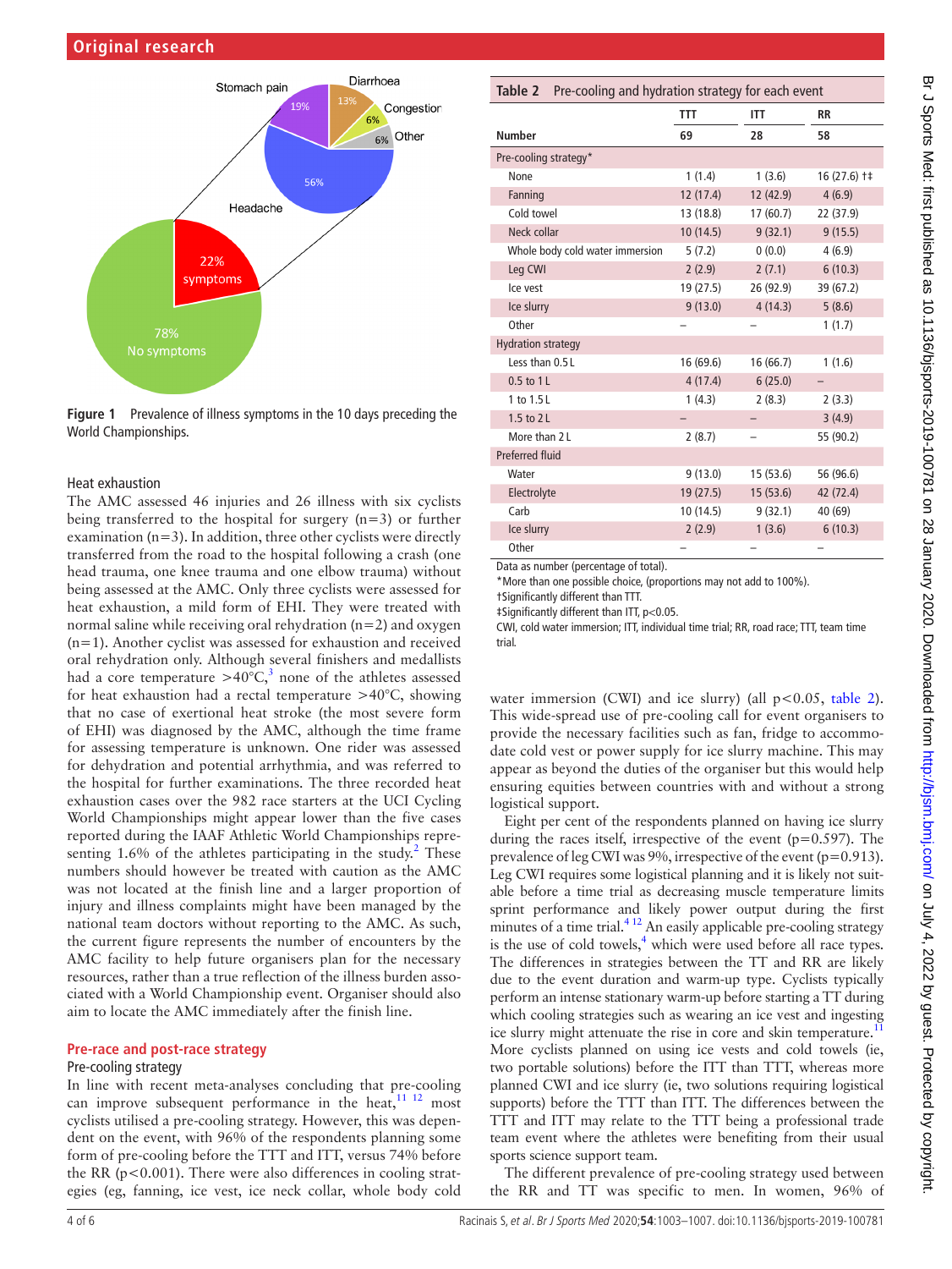Figure 1 Prevalence of illness symptoms in the 10 days preceding the World Championships.

### Heat exhaustion

The AMC assessed 46 injuries and 26 illness with six cyclists being transferred to the hospital for surgery (n=3) or further examination (n=3). In addition, three other cyclists were directly transferred from the road to the hospital following a crash (one head trauma, one knee trauma and one elbow trauma) without being assessed at the AMC. Only three cyclists were assessed for heat exhaustion, a mild form of EHI. They were treated with normal saline while receiving oral rehydration (n=2) and oxygen (n=1). Another cyclist was assessed for exhaustion and received oral rehydration only. Although several finishers and medallists had a core temperature >40°C,[3] none of the athletes assessed for heat exhaustion had a rectal temperature >40°C, showing that no case of exertional heat stroke (the most severe form of EHI) was diagnosed by the AMC, although the time frame for assessing temperature is unknown. One rider was assessed for dehydration and potential arrhythmia, and was referred to the hospital for further examinations. The three recorded heat exhaustion cases over the 982 race starters at the UCI Cycling World Championships might appear lower than the five cases reported during the IAAF Athletic World Championships representing 1.6% of the athletes participating in the study.[2] These numbers should however be treated with caution as the AMC was not located at the finish line and a larger proportion of injury and illness complaints might have been managed by the national team doctors without reporting to the AMC. As such, the current figure represents the number of encounters by the AMC facility to help future organisers plan for the necessary resources, rather than a true reflection of the illness burden associated with a World Championship event. Organiser should also aim to locate the AMC immediately after the finish line.

## Pre-race and post-race strategy

### Pre-cooling strategy

In line with recent meta-analyses concluding that pre-cooling can improve subsequent performance in the heat,[11 12] most cyclists utilised a pre-cooling strategy. However, this was dependent on the event, with 96% of the respondents planning some form of pre-cooling before the TTT and ITT, versus 74% before the RR (p<0.001). There were also differences in cooling strategies (eg, fanning, ice vest, ice neck collar, whole body cold water immersion (CWI) and ice slurry) (all p<0.05, table 2). This wide-spread use of pre-cooling call for event organisers to provide the necessary facilities such as fan, fridge to accommodate cold vest or power supply for ice slurry machine. This may appear as beyond the duties of the organiser but this would help ensuring equities between countries with and without a strong logistical support.

Table 2 Pre-cooling and hydration strategy for each event

| | TTT | ITT | RR |
|---|---|---|---|
| Number | 69 | 28 | 58 |
| Pre-cooling strategy* | | | |
| None | 1 (1.4) | 1 (3.6) | 16 (27.6) †‡ |
| Fanning | 12 (17.4) | 12 (42.9) | 4 (6.9) |
| Cold towel | 13 (18.8) | 17 (60.7) | 22 (37.9) |
| Neck collar | 10 (14.5) | 9 (32.1) | 9 (15.5) |
| Whole body cold water immersion | 5 (7.2) | 0 (0.0) | 4 (6.9) |
| Leg CWI | 2 (2.9) | 2 (7.1) | 6 (10.3) |
| Ice vest | 19 (27.5) | 26 (92.9) | 39 (67.2) |
| Ice slurry | 9 (13.0) | 4 (14.3) | 5 (8.6) |
| Other | – | – | 1 (1.7) |
| Hydration strategy | | | |
| Less than 0.5 L | 16 (69.6) | 16 (66.7) | 1 (1.6) |
| 0.5 to 1 L | 4 (17.4) | 6 (25.0) | – |
| 1 to 1.5 L | 1 (4.3) | 2 (8.3) | 2 (3.3) |
| 1.5 to 2 L | – | – | 3 (4.9) |
| More than 2 L | 2 (8.7) | – | 55 (90.2) |
| Preferred fluid | | | |
| Water | 9 (13.0) | 15 (53.6) | 56 (96.6) |
| Electrolyte | 19 (27.5) | 15 (53.6) | 42 (72.4) |
| Carb | 10 (14.5) | 9 (32.1) | 40 (69) |
| Ice slurry | 2 (2.9) | 1 (3.6) | 6 (10.3) |
| Other | – | – | – |

Data as number (percentage of total).
*More than one possible choice, (proportions may not add to 100%).
†Significantly different than TTT.
‡Significantly different than ITT, p<0.05.
CWI, cold water immersion; ITT, individual time trial; RR, road race; TTT, team time trial.

Eight per cent of the respondents planned on having ice slurry during the races itself, irrespective of the event (p=0.597). The prevalence of leg CWI was 9%, irrespective of the event (p=0.913). Leg CWI requires some logistical planning and it is likely not suitable before a time trial as decreasing muscle temperature limits sprint performance and likely power output during the first minutes of a time trial.[4 12] An easily applicable pre-cooling strategy is the use of cold towels,[4] which were used before all race types. The differences in strategies between the TT and RR are likely due to the event duration and warm-up type. Cyclists typically perform an intense stationary warm-up before starting a TT during which cooling strategies such as wearing an ice vest and ingesting ice slurry might attenuate the rise in core and skin temperature.[11] More cyclists planned on using ice vests and cold towels (ie, two portable solutions) before the ITT than TTT, whereas more planned CWI and ice slurry (ie, two solutions requiring logistical supports) before the TTT than ITT. The differences between the TTT and ITT may relate to the TTT being a professional trade team event where the athletes were benefiting from their usual sports science support team.

The different prevalence of pre-cooling strategy used between the RR and TT was specific to men. In women, 96% of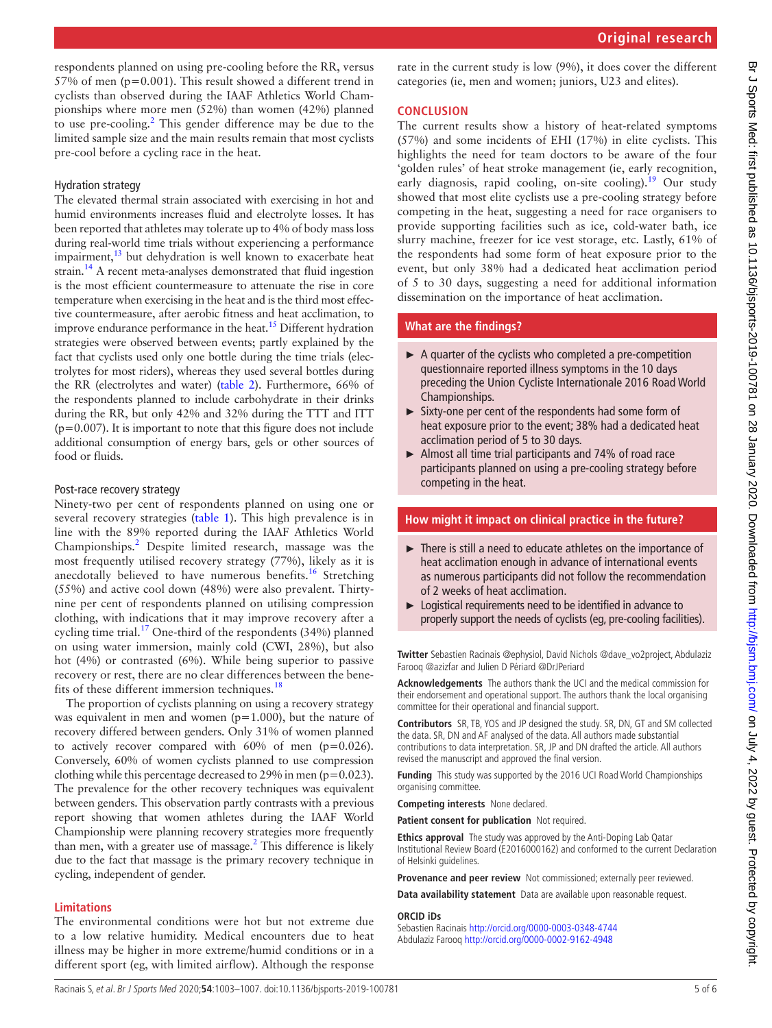respondents planned on using pre-cooling before the RR, versus 57% of men (p=0.001). This result showed a different trend in cyclists than observed during the IAAF Athletics World Championships where more men (52%) than women (42%) planned to use pre-cooling.[2] This gender difference may be due to the limited sample size and the main results remain that most cyclists pre-cool before a cycling race in the heat.

### Hydration strategy

The elevated thermal strain associated with exercising in hot and humid environments increases fluid and electrolyte losses. It has been reported that athletes may tolerate up to 4% of body mass loss during real-world time trials without experiencing a performance impairment,[13] but dehydration is well known to exacerbate heat strain.[14] A recent meta-analyses demonstrated that fluid ingestion is the most efficient countermeasure to attenuate the rise in core temperature when exercising in the heat and is the third most effective countermeasure, after aerobic fitness and heat acclimation, to improve endurance performance in the heat.[15] Different hydration strategies were observed between events; partly explained by the fact that cyclists used only one bottle during the time trials (electrolytes for most riders), whereas they used several bottles during the RR (electrolytes and water) (table 2). Furthermore, 66% of the respondents planned to include carbohydrate in their drinks during the RR, but only 42% and 32% during the TTT and ITT (p=0.007). It is important to note that this figure does not include additional consumption of energy bars, gels or other sources of food or fluids.

### Post-race recovery strategy

Ninety-two per cent of respondents planned on using one or several recovery strategies (table 1). This high prevalence is in line with the 89% reported during the IAAF Athletics World Championships.[2] Despite limited research, massage was the most frequently utilised recovery strategy (77%), likely as it is anecdotally believed to have numerous benefits.[16] Stretching (55%) and active cool down (48%) were also prevalent. Thirty-nine per cent of respondents planned on utilising compression clothing, with indications that it may improve recovery after a cycling time trial.[17] One-third of the respondents (34%) planned on using water immersion, mainly cold (CWI, 28%), but also hot (4%) or contrasted (6%). While being superior to passive recovery or rest, there are no clear differences between the benefits of these different immersion techniques.[18]

The proportion of cyclists planning on using a recovery strategy was equivalent in men and women (p=1.000), but the nature of recovery differed between genders. Only 31% of women planned to actively recover compared with 60% of men (p=0.026). Conversely, 60% of women cyclists planned to use compression clothing while this percentage decreased to 29% in men (p=0.023). The prevalence for the other recovery techniques was equivalent between genders. This observation partly contrasts with a previous report showing that women athletes during the IAAF World Championship were planning recovery strategies more frequently than men, with a greater use of massage.[2] This difference is likely due to the fact that massage is the primary recovery technique in cycling, independent of gender.

## Limitations

The environmental conditions were hot but not extreme due to a low relative humidity. Medical encounters due to heat illness may be higher in more extreme/humid conditions or in a different sport (eg, with limited airflow). Although the response rate in the current study is low (9%), it does cover the different categories (ie, men and women; juniors, U23 and elites).

## CONCLUSION

The current results show a history of heat-related symptoms (57%) and some incidents of EHI (17%) in elite cyclists. This highlights the need for team doctors to be aware of the four 'golden rules' of heat stroke management (ie, early recognition, early diagnosis, rapid cooling, on-site cooling).[19] Our study showed that most elite cyclists use a pre-cooling strategy before competing in the heat, suggesting a need for race organisers to provide supporting facilities such as ice, cold-water bath, ice slurry machine, freezer for ice vest storage, etc. Lastly, 61% of the respondents had some form of heat exposure prior to the event, but only 38% had a dedicated heat acclimation period of 5 to 30 days, suggesting a need for additional information dissemination on the importance of heat acclimation.

### What are the findings?

- A quarter of the cyclists who completed a pre-competition questionnaire reported illness symptoms in the 10 days preceding the Union Cycliste Internationale 2016 Road World Championships.
- Sixty-one per cent of the respondents had some form of heat exposure prior to the event; 38% had a dedicated heat acclimation period of 5 to 30 days.
- Almost all time trial participants and 74% of road race participants planned on using a pre-cooling strategy before competing in the heat.

### How might it impact on clinical practice in the future?

- There is still a need to educate athletes on the importance of heat acclimation enough in advance of international events as numerous participants did not follow the recommendation of 2 weeks of heat acclimation.
- Logistical requirements need to be identified in advance to properly support the needs of cyclists (eg, pre-cooling facilities).

**Twitter** Sebastien Racinais @ephysiol, David Nichols @dave_vo2project, Abdulaziz Farooq @azizfar and Julien D Périard @DrJPeriard

**Acknowledgements** The authors thank the UCI and the medical commission for their endorsement and operational support. The authors thank the local organising committee for their operational and financial support.

**Contributors** SR, TB, YOS and JP designed the study. SR, DN, GT and SM collected the data. SR, DN and AF analysed of the data. All authors made substantial contributions to data interpretation. SR, JP and DN drafted the article. All authors revised the manuscript and approved the final version.

**Funding** This study was supported by the 2016 UCI Road World Championships organising committee.

**Competing interests** None declared.

**Patient consent for publication** Not required.

**Ethics approval** The study was approved by the Anti-Doping Lab Qatar Institutional Review Board (E2016000162) and conformed to the current Declaration of Helsinki guidelines.

**Provenance and peer review** Not commissioned; externally peer reviewed.

**Data availability statement** Data are available upon reasonable request.

**ORCID iDs**

Sebastien Racinais http://orcid.org/0000-0003-0348-4744
Abdulaziz Farooq http://orcid.org/0000-0002-9162-4948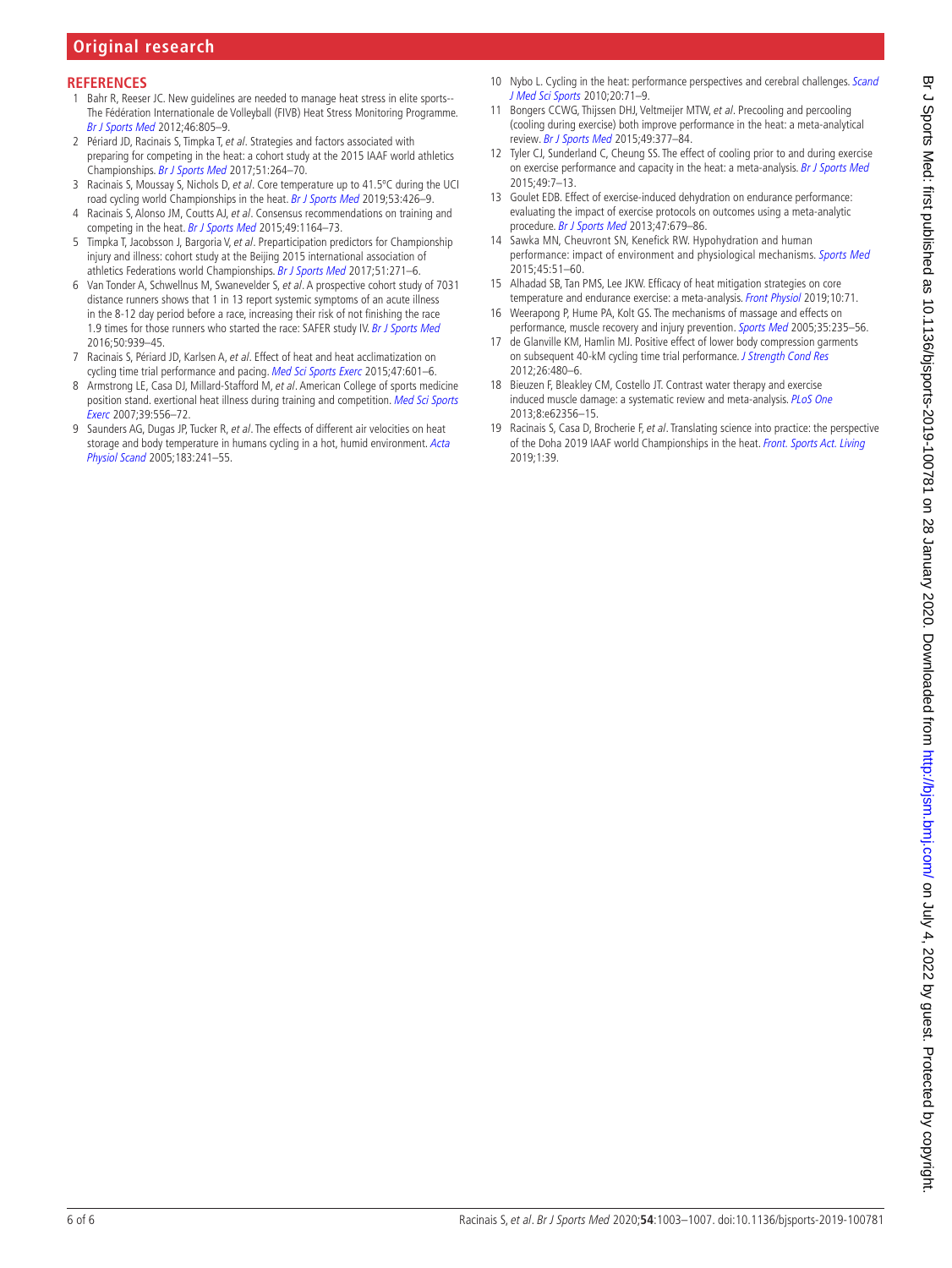## REFERENCES

1. Bahr R, Reeser JC. New guidelines are needed to manage heat stress in elite sports-- The Fédération Internationale de Volleyball (FIVB) Heat Stress Monitoring Programme. *Br J Sports Med* 2012;46:805–9.
2. Périard JD, Racinais S, Timpka T, *et al*. Strategies and factors associated with preparing for competing in the heat: a cohort study at the 2015 IAAF world athletics Championships. *Br J Sports Med* 2017;51:264–70.
3. Racinais S, Moussay S, Nichols D, *et al*. Core temperature up to 41.5°C during the UCI road cycling world Championships in the heat. *Br J Sports Med* 2019;53:426–9.
4. Racinais S, Alonso JM, Coutts AJ, *et al*. Consensus recommendations on training and competing in the heat. *Br J Sports Med* 2015;49:1164–73.
5. Timpka T, Jacobsson J, Bargoria V, *et al*. Preparticipation predictors for Championship injury and illness: cohort study at the Beijing 2015 international association of athletics Federations world Championships. *Br J Sports Med* 2017;51:271–6.
6. Van Tonder A, Schwellnus M, Swanevelder S, *et al*. A prospective cohort study of 7031 distance runners shows that 1 in 13 report systemic symptoms of an acute illness in the 8-12 day period before a race, increasing their risk of not finishing the race 1.9 times for those runners who started the race: SAFER study IV. *Br J Sports Med* 2016;50:939–45.
7. Racinais S, Périard JD, Karlsen A, *et al*. Effect of heat and heat acclimatization on cycling time trial performance and pacing. *Med Sci Sports Exerc* 2015;47:601–6.
8. Armstrong LE, Casa DJ, Millard-Stafford M, *et al*. American College of sports medicine position stand. exertional heat illness during training and competition. *Med Sci Sports Exerc* 2007;39:556–72.
9. Saunders AG, Dugas JP, Tucker R, *et al*. The effects of different air velocities on heat storage and body temperature in humans cycling in a hot, humid environment. *Acta Physiol Scand* 2005;183:241–55.
10. Nybo L. Cycling in the heat: performance perspectives and cerebral challenges. *Scand J Med Sci Sports* 2010;20:71–9.
11. Bongers CCWG, Thijssen DHJ, Veltmeijer MTW, *et al*. Precooling and percooling (cooling during exercise) both improve performance in the heat: a meta-analytical review. *Br J Sports Med* 2015;49:377–84.
12. Tyler CJ, Sunderland C, Cheung SS. The effect of cooling prior to and during exercise on exercise performance and capacity in the heat: a meta-analysis. *Br J Sports Med* 2015;49:7–13.
13. Goulet EDB. Effect of exercise-induced dehydration on endurance performance: evaluating the impact of exercise protocols on outcomes using a meta-analytic procedure. *Br J Sports Med* 2013;47:679–86.
14. Sawka MN, Cheuvront SN, Kenefick RW. Hypohydration and human performance: impact of environment and physiological mechanisms. *Sports Med* 2015;45:51–60.
15. Alhadad SB, Tan PMS, Lee JKW. Efficacy of heat mitigation strategies on core temperature and endurance exercise: a meta-analysis. *Front Physiol* 2019;10:71.
16. Weerapong P, Hume PA, Kolt GS. The mechanisms of massage and effects on performance, muscle recovery and injury prevention. *Sports Med* 2005;35:235–56.
17. de Glanville KM, Hamlin MJ. Positive effect of lower body compression garments on subsequent 40-kM cycling time trial performance. *J Strength Cond Res* 2012;26:480–6.
18. Bieuzen F, Bleakley CM, Costello JT. Contrast water therapy and exercise induced muscle damage: a systematic review and meta-analysis. *PLoS One* 2013;8:e62356–15.
19. Racinais S, Casa D, Brocherie F, *et al*. Translating science into practice: the perspective of the Doha 2019 IAAF world Championships in the heat. *Front. Sports Act. Living* 2019;1:39.